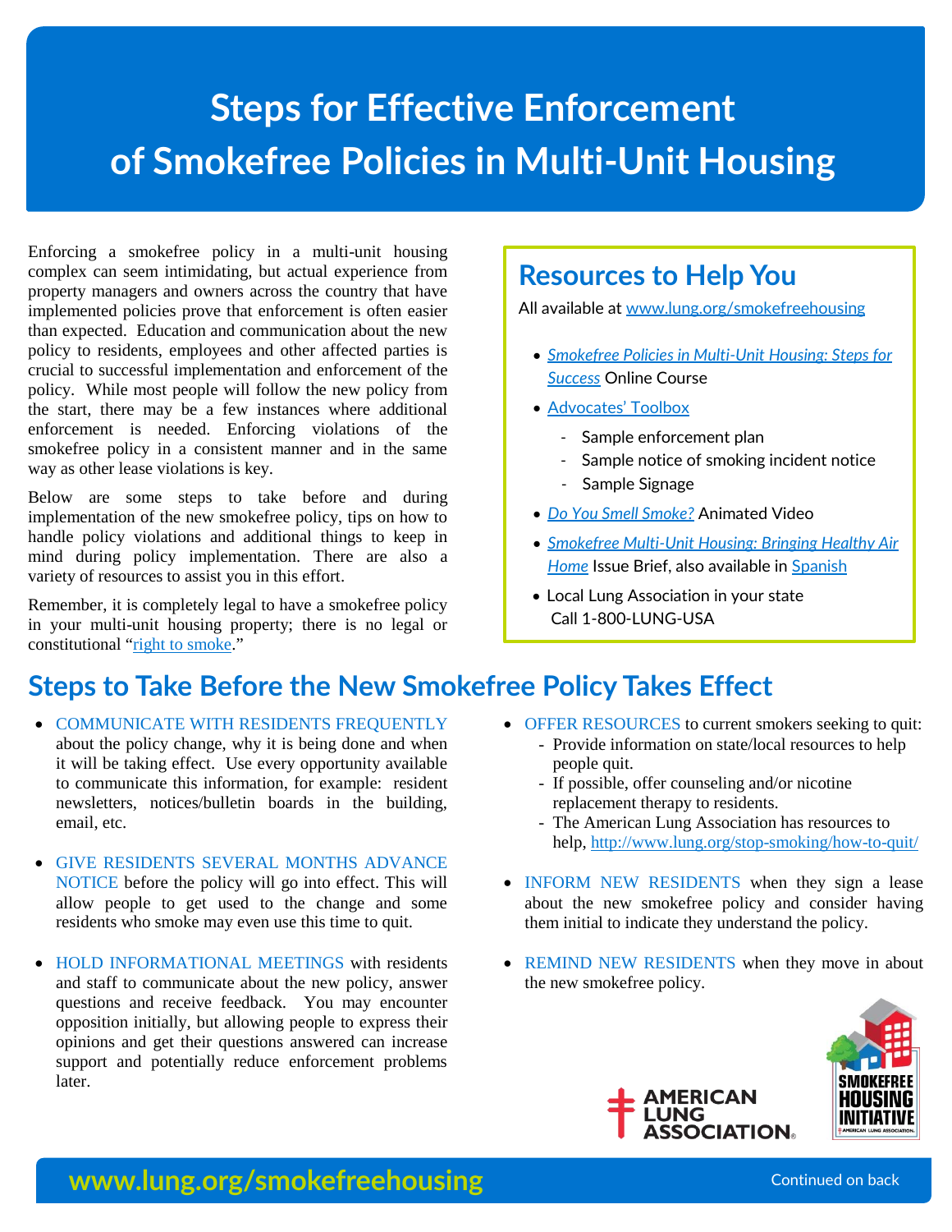# Steps for Effective Enforcement of Smokefree Policies in Multi-Unit Housing

Enforcing a smokefree policy in a multi-unit housing complex can seem intimidating, but actual experience from property managers and owners across the country that have implemented policies prove that enforcement is often easier than expected. Education and communication about the new policy to residents, employees and other affected parties is crucial to successful implementation and enforcement of the policy. While most people will follow the new policy from the start, there may be a few instances where additional enforcement is needed. Enforcing violations of the smokefree policy in a consistent manner and in the same way as other lease violations is key.

Below are some steps to take before and during implementation of the new smokefree policy, tips on how to handle policy violations and additional things to keep in mind during policy implementation. There are also a variety of resources to assist you in this effort.

Remember, it is completely legal to have a smokefree policy in your multi-unit housing property; there is no legal or constitutional "right to smoke."

## Resources to Help You

All available at www.lung.org/smokefreehousing

- *Smokefree Policies in Multi-Unit Housing: Steps for Success* Online Course
- Advocates' Toolbox
  - Sample enforcement plan
  - Sample notice of smoking incident notice
  - Sample Signage
- *Do You Smell Smoke?* Animated Video
- *Smokefree Multi-Unit Housing: Bringing Healthy Air Home* Issue Brief, also available in Spanish
- Local Lung Association in your state
  Call 1-800-LUNG-USA

## Steps to Take Before the New Smokefree Policy Takes Effect

- COMMUNICATE WITH RESIDENTS FREQUENTLY about the policy change, why it is being done and when it will be taking effect. Use every opportunity available to communicate this information, for example: resident newsletters, notices/bulletin boards in the building, email, etc.
- GIVE RESIDENTS SEVERAL MONTHS ADVANCE NOTICE before the policy will go into effect. This will allow people to get used to the change and some residents who smoke may even use this time to quit.
- HOLD INFORMATIONAL MEETINGS with residents and staff to communicate about the new policy, answer questions and receive feedback. You may encounter opposition initially, but allowing people to express their opinions and get their questions answered can increase support and potentially reduce enforcement problems later.
- OFFER RESOURCES to current smokers seeking to quit:
  - Provide information on state/local resources to help people quit.
  - If possible, offer counseling and/or nicotine replacement therapy to residents.
  - The American Lung Association has resources to help, http://www.lung.org/stop-smoking/how-to-quit/
- INFORM NEW RESIDENTS when they sign a lease about the new smokefree policy and consider having them initial to indicate they understand the policy.
- REMIND NEW RESIDENTS when they move in about the new smokefree policy.

AMERICAN LUNG ASSOCIATION

SMOKEFREE HOUSING INITIATIVE

www.lung.org/smokefreehousing

Continued on back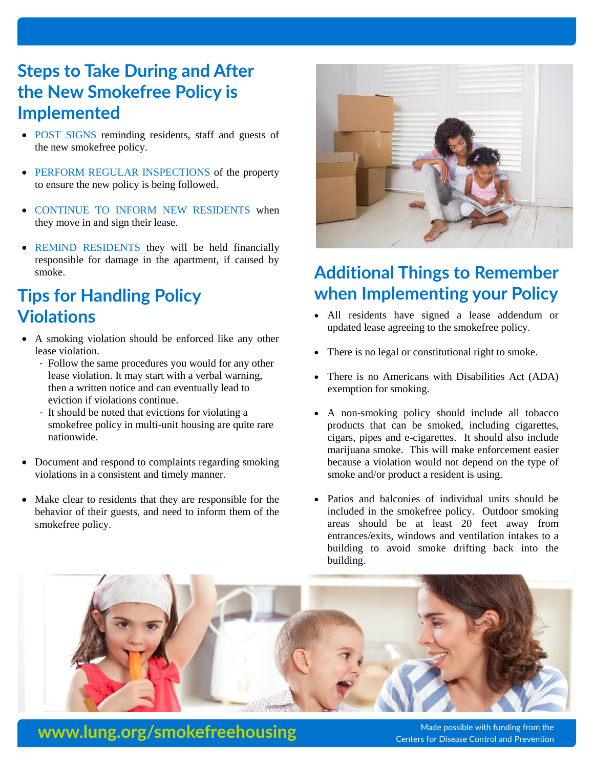## Steps to Take During and After the New Smokefree Policy is Implemented

- POST SIGNS reminding residents, staff and guests of the new smokefree policy.
- PERFORM REGULAR INSPECTIONS of the property to ensure the new policy is being followed.
- CONTINUE TO INFORM NEW RESIDENTS when they move in and sign their lease.
- REMIND RESIDENTS they will be held financially responsible for damage in the apartment, if caused by smoke.

## Tips for Handling Policy Violations

- A smoking violation should be enforced like any other lease violation.
  - Follow the same procedures you would for any other lease violation. It may start with a verbal warning, then a written notice and can eventually lead to eviction if violations continue.
  - It should be noted that evictions for violating a smokefree policy in multi-unit housing are quite rare nationwide.
- Document and respond to complaints regarding smoking violations in a consistent and timely manner.
- Make clear to residents that they are responsible for the behavior of their guests, and need to inform them of the smokefree policy.

## Additional Things to Remember when Implementing your Policy

- All residents have signed a lease addendum or updated lease agreeing to the smokefree policy.
- There is no legal or constitutional right to smoke.
- There is no Americans with Disabilities Act (ADA) exemption for smoking.
- A non-smoking policy should include all tobacco products that can be smoked, including cigarettes, cigars, pipes and e-cigarettes. It should also include marijuana smoke. This will make enforcement easier because a violation would not depend on the type of smoke and/or product a resident is using.
- Patios and balconies of individual units should be included in the smokefree policy. Outdoor smoking areas should be at least 20 feet away from entrances/exits, windows and ventilation intakes to a building to avoid smoke drifting back into the building.

**www.lung.org/smokefreehousing**

Made possible with funding from the Centers for Disease Control and Prevention